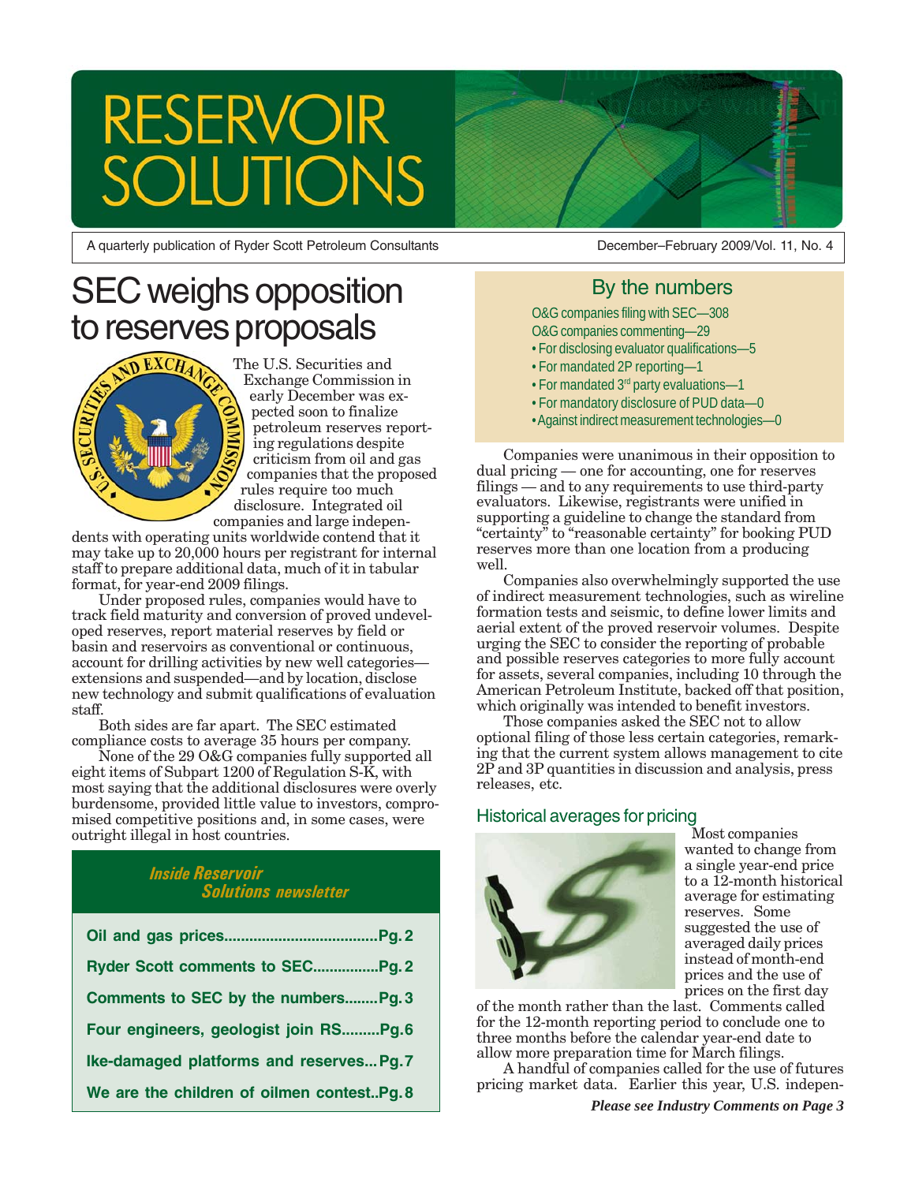# RESERVOIR SOLUTIONS

A quarterly publication of Ryder Scott Petroleum Consultants

December–February 2009/Vol. 11, No. 4

# SEC weighs opposition to reserves proposals

The U.S. Securities and Exchange Commission in early December was expected soon to finalize petroleum reserves reporting regulations despite criticism from oil and gas companies that the proposed rules require too much disclosure. Integrated oil companies and large independents with operating units worldwide contend that it may take up to 20,000 hours per registrant for internal staff to prepare additional data, much of it in tabular format, for year-end 2009 filings.

Under proposed rules, companies would have to track field maturity and conversion of proved undeveloped reserves, report material reserves by field or basin and reservoirs as conventional or continuous, account for drilling activities by new well categories—extensions and suspended—and by location, disclose new technology and submit qualifications of evaluation staff.

Both sides are far apart. The SEC estimated compliance costs to average 35 hours per company.

None of the 29 O&G companies fully supported all eight items of Subpart 1200 of Regulation S-K, with most saying that the additional disclosures were overly burdensome, provided little value to investors, compromised competitive positions and, in some cases, were outright illegal in host countries.

***Inside Reservoir Solutions newsletter***

- **Oil and gas prices....................................Pg. 2**
- **Ryder Scott comments to SEC................Pg. 2**
- **Comments to SEC by the numbers........Pg. 3**
- **Four engineers, geologist join RS.........Pg. 6**
- **Ike-damaged platforms and reserves... Pg. 7**
- **We are the children of oilmen contest..Pg. 8**

## By the numbers

O&G companies filing with SEC—308
O&G companies commenting—29
- For disclosing evaluator qualifications—5
- For mandated 2P reporting—1
- For mandated 3rd party evaluations—1
- For mandatory disclosure of PUD data—0
- Against indirect measurement technologies—0

Companies were unanimous in their opposition to dual pricing — one for accounting, one for reserves filings — and to any requirements to use third-party evaluators. Likewise, registrants were unified in supporting a guideline to change the standard from "certainty" to "reasonable certainty" for booking PUD reserves more than one location from a producing well.

Companies also overwhelmingly supported the use of indirect measurement technologies, such as wireline formation tests and seismic, to define lower limits and aerial extent of the proved reservoir volumes. Despite urging the SEC to consider the reporting of probable and possible reserves categories to more fully account for assets, several companies, including 10 through the American Petroleum Institute, backed off that position, which originally was intended to benefit investors.

Those companies asked the SEC not to allow optional filing of those less certain categories, remarking that the current system allows management to cite 2P and 3P quantities in discussion and analysis, press releases, etc.

### Historical averages for pricing

Most companies wanted to change from a single year-end price to a 12-month historical average for estimating reserves. Some suggested the use of averaged daily prices instead of month-end prices and the use of prices on the first day of the month rather than the last. Comments called for the 12-month reporting period to conclude one to three months before the calendar year-end date to allow more preparation time for March filings.

A handful of companies called for the use of futures pricing market data. Earlier this year, U.S. indepen-

***Please see Industry Comments on Page 3***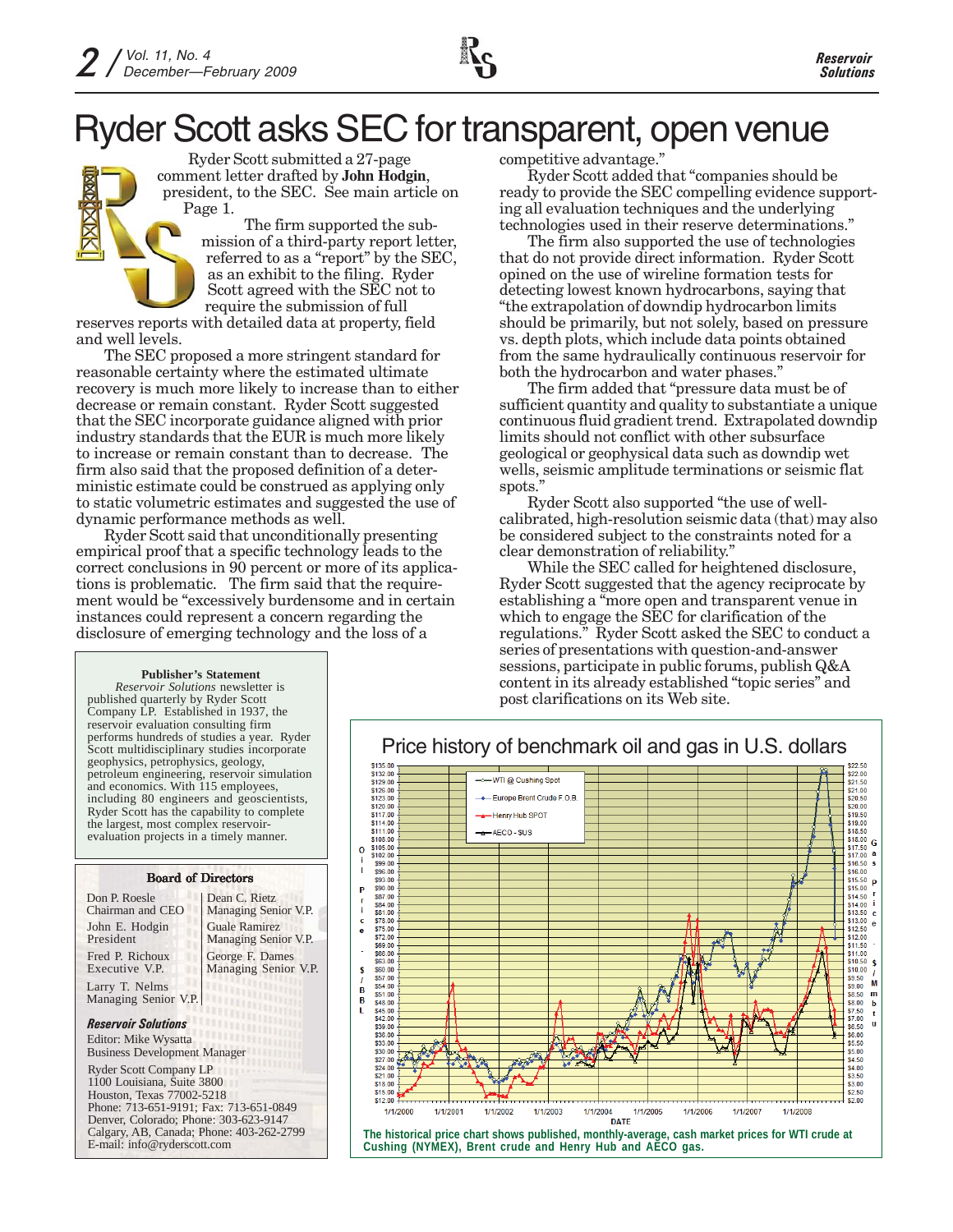# Ryder Scott asks SEC for transparent, open venue

Ryder Scott submitted a 27-page comment letter drafted by **John Hodgin**, president, to the SEC. See main article on Page 1.

The firm supported the submission of a third-party report letter, referred to as a "report" by the SEC, as an exhibit to the filing. Ryder Scott agreed with the SEC not to require the submission of full reserves reports with detailed data at property, field and well levels.

The SEC proposed a more stringent standard for reasonable certainty where the estimated ultimate recovery is much more likely to increase than to either decrease or remain constant. Ryder Scott suggested that the SEC incorporate guidance aligned with prior industry standards that the EUR is much more likely to increase or remain constant than to decrease. The firm also said that the proposed definition of a deterministic estimate could be construed as applying only to static volumetric estimates and suggested the use of dynamic performance methods as well.

Ryder Scott said that unconditionally presenting empirical proof that a specific technology leads to the correct conclusions in 90 percent or more of its applications is problematic. The firm said that the requirement would be "excessively burdensome and in certain instances could represent a concern regarding the disclosure of emerging technology and the loss of a competitive advantage."

Ryder Scott added that "companies should be ready to provide the SEC compelling evidence supporting all evaluation techniques and the underlying technologies used in their reserve determinations."

The firm also supported the use of technologies that do not provide direct information. Ryder Scott opined on the use of wireline formation tests for detecting lowest known hydrocarbons, saying that "the extrapolation of downdip hydrocarbon limits should be primarily, but not solely, based on pressure vs. depth plots, which include data points obtained from the same hydraulically continuous reservoir for both the hydrocarbon and water phases."

The firm added that "pressure data must be of sufficient quantity and quality to substantiate a unique continuous fluid gradient trend. Extrapolated downdip limits should not conflict with other subsurface geological or geophysical data such as downdip wet wells, seismic amplitude terminations or seismic flat spots."

Ryder Scott also supported "the use of well-calibrated, high-resolution seismic data (that) may also be considered subject to the constraints noted for a clear demonstration of reliability."

While the SEC called for heightened disclosure, Ryder Scott suggested that the agency reciprocate by establishing a "more open and transparent venue in which to engage the SEC for clarification of the regulations." Ryder Scott asked the SEC to conduct a series of presentations with question-and-answer sessions, participate in public forums, publish Q&A content in its already established "topic series" and post clarifications on its Web site.

**Publisher's Statement**

*Reservoir Solutions* newsletter is published quarterly by Ryder Scott Company LP. Established in 1937, the reservoir evaluation consulting firm performs hundreds of studies a year. Ryder Scott multidisciplinary studies incorporate geophysics, petrophysics, geology, petroleum engineering, reservoir simulation and economics. With 115 employees, including 80 engineers and geoscientists, Ryder Scott has the capability to complete the largest, most complex reservoir-evaluation projects in a timely manner.

**Board of Directors**

Don P. Roesle
Chairman and CEO

John E. Hodgin
President

Fred P. Richoux
Executive V.P.

Larry T. Nelms
Managing Senior V.P.

Dean C. Rietz
Managing Senior V.P.

Guale Ramirez
Managing Senior V.P.

George F. Dames
Managing Senior V.P.

***Reservoir Solutions***

Editor: Mike Wysatta
Business Development Manager

Ryder Scott Company LP
1100 Louisiana, Suite 3800
Houston, Texas 77002-5218
Phone: 713-651-9191; Fax: 713-651-0849
Denver, Colorado; Phone: 303-623-9147
Calgary, AB, Canada; Phone: 403-262-2799
E-mail: info@ryderscott.com

**Price history of benchmark oil and gas in U.S. dollars**

**The historical price chart shows published, monthly-average, cash market prices for WTI crude at Cushing (NYMEX), Brent crude and Henry Hub and AECO gas.**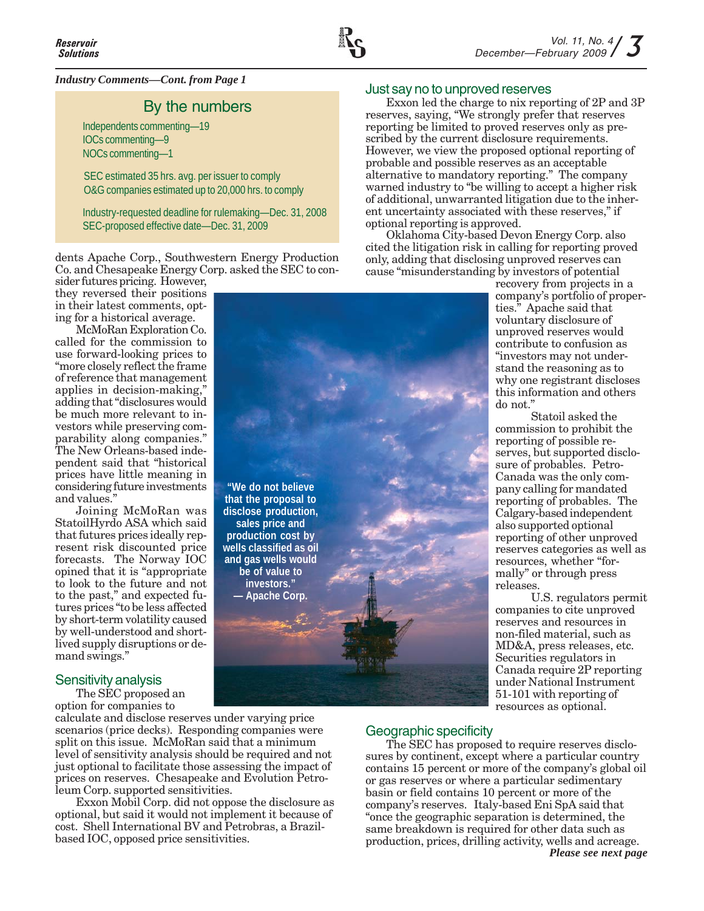*Industry Comments—Cont. from Page 1*

## By the numbers

Independents commenting—19
IOCs commenting—9
NOCs commenting—1

SEC estimated 35 hrs. avg. per issuer to comply
O&G companies estimated up to 20,000 hrs. to comply

Industry-requested deadline for rulemaking—Dec. 31, 2008
SEC-proposed effective date—Dec. 31, 2009

dents Apache Corp., Southwestern Energy Production Co. and Chesapeake Energy Corp. asked the SEC to consider futures pricing. However, they reversed their positions in their latest comments, opting for a historical average.

McMoRan Exploration Co. called for the commission to use forward-looking prices to "more closely reflect the frame of reference that management applies in decision-making," adding that "disclosures would be much more relevant to investors while preserving comparability along companies." The New Orleans-based independent said that "historical prices have little meaning in considering future investments and values."

Joining McMoRan was StatoilHydro ASA which said that futures prices ideally represent risk discounted price forecasts. The Norway IOC opined that it is "appropriate to look to the future and not to the past," and expected futures prices "to be less affected by short-term volatility caused by well-understood and short-lived supply disruptions or demand swings."

> "We do not believe that the proposal to disclose production, sales price and production cost by wells classified as oil and gas wells would be of value to investors."
> — Apache Corp.

## Sensitivity analysis

The SEC proposed an option for companies to calculate and disclose reserves under varying price scenarios (price decks). Responding companies were split on this issue. McMoRan said that a minimum level of sensitivity analysis should be required and not just optional to facilitate those assessing the impact of prices on reserves. Chesapeake and Evolution Petroleum Corp. supported sensitivities.

Exxon Mobil Corp. did not oppose the disclosure as optional, but said it would not implement it because of cost. Shell International BV and Petrobras, a Brazil-based IOC, opposed price sensitivities.

## Just say no to unproved reserves

Exxon led the charge to nix reporting of 2P and 3P reserves, saying, "We strongly prefer that reserves reporting be limited to proved reserves only as prescribed by the current disclosure requirements. However, we view the proposed optional reporting of probable and possible reserves as an acceptable alternative to mandatory reporting." The company warned industry to "be willing to accept a higher risk of additional, unwarranted litigation due to the inherent uncertainty associated with these reserves," if optional reporting is approved.

Oklahoma City-based Devon Energy Corp. also cited the litigation risk in calling for reporting proved only, adding that disclosing unproved reserves can cause "misunderstanding by investors of potential recovery from projects in a company's portfolio of properties." Apache said that voluntary disclosure of unproved reserves would contribute to confusion as "investors may not understand the reasoning as to why one registrant discloses this information and others do not."

Statoil asked the commission to prohibit the reporting of possible reserves, but supported disclosure of probables. Petro-Canada was the only company calling for mandated reporting of probables. The Calgary-based independent also supported optional reporting of other unproved reserves categories as well as resources, whether "formally" or through press releases.

U.S. regulators permit companies to cite unproved reserves and resources in non-filed material, such as MD&A, press releases, etc. Securities regulators in Canada require 2P reporting under National Instrument 51-101 with reporting of resources as optional.

## Geographic specificity

The SEC has proposed to require reserves disclosures by continent, except where a particular country contains 15 percent or more of the company's global oil or gas reserves or where a particular sedimentary basin or field contains 10 percent or more of the company's reserves. Italy-based Eni SpA said that "once the geographic separation is determined, the same breakdown is required for other data such as production, prices, drilling activity, wells and acreage.

***Please see next page***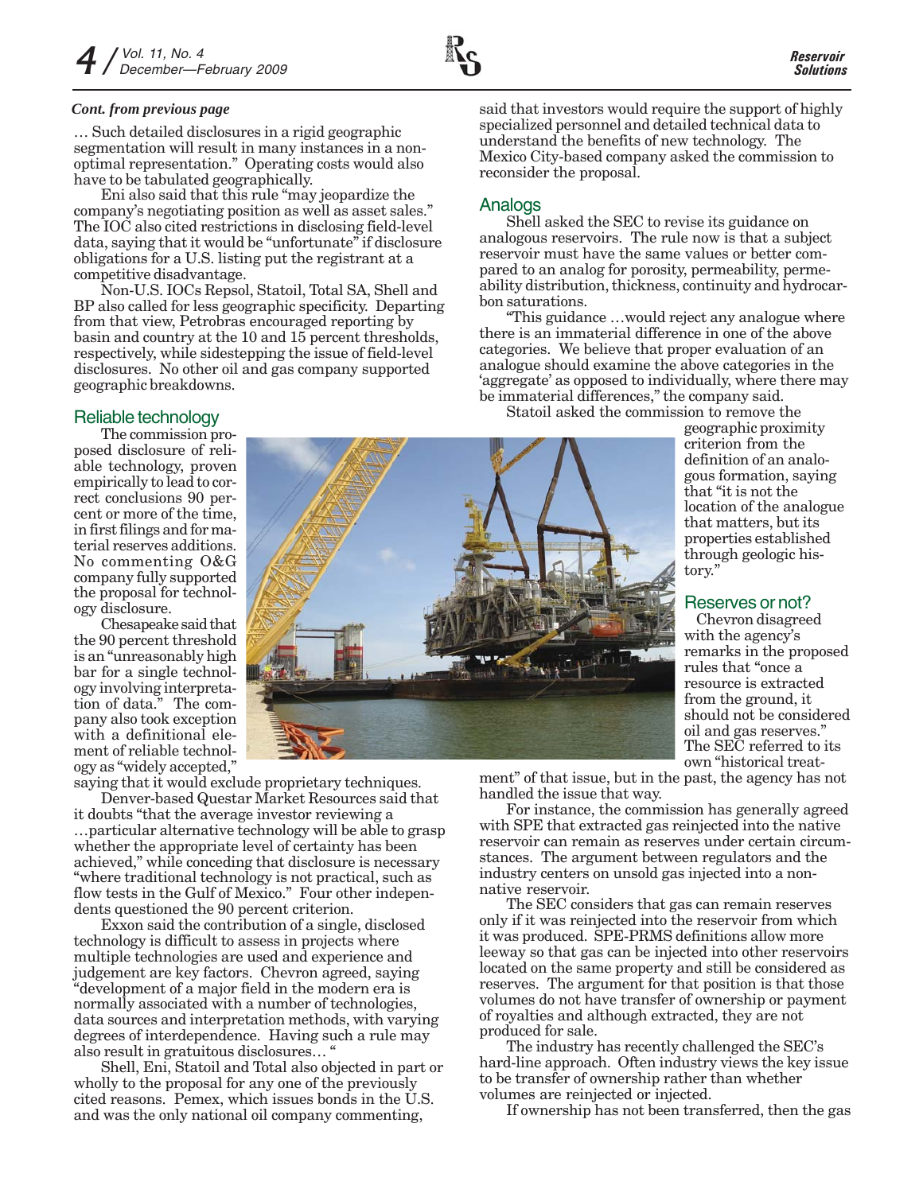*Cont. from previous page*

… Such detailed disclosures in a rigid geographic segmentation will result in many instances in a non-optimal representation." Operating costs would also have to be tabulated geographically.

Eni also said that this rule "may jeopardize the company's negotiating position as well as asset sales." The IOC also cited restrictions in disclosing field-level data, saying that it would be "unfortunate" if disclosure obligations for a U.S. listing put the registrant at a competitive disadvantage.

Non-U.S. IOCs Repsol, Statoil, Total SA, Shell and BP also called for less geographic specificity. Departing from that view, Petrobras encouraged reporting by basin and country at the 10 and 15 percent thresholds, respectively, while sidestepping the issue of field-level disclosures. No other oil and gas company supported geographic breakdowns.

## Reliable technology

The commission proposed disclosure of reliable technology, proven empirically to lead to correct conclusions 90 percent or more of the time, in first filings and for material reserves additions. No commenting O&G company fully supported the proposal for technology disclosure.

Chesapeake said that the 90 percent threshold is an "unreasonably high bar for a single technology involving interpretation of data." The company also took exception with a definitional element of reliable technology as "widely accepted," saying that it would exclude proprietary techniques.

Denver-based Questar Market Resources said that it doubts "that the average investor reviewing a …particular alternative technology will be able to grasp whether the appropriate level of certainty has been achieved," while conceding that disclosure is necessary "where traditional technology is not practical, such as flow tests in the Gulf of Mexico." Four other independents questioned the 90 percent criterion.

Exxon said the contribution of a single, disclosed technology is difficult to assess in projects where multiple technologies are used and experience and judgement are key factors. Chevron agreed, saying "development of a major field in the modern era is normally associated with a number of technologies, data sources and interpretation methods, with varying degrees of interdependence. Having such a rule may also result in gratuitous disclosures… "

Shell, Eni, Statoil and Total also objected in part or wholly to the proposal for any one of the previously cited reasons. Pemex, which issues bonds in the U.S. and was the only national oil company commenting, said that investors would require the support of highly specialized personnel and detailed technical data to understand the benefits of new technology. The Mexico City-based company asked the commission to reconsider the proposal.

## Analogs

Shell asked the SEC to revise its guidance on analogous reservoirs. The rule now is that a subject reservoir must have the same values or better compared to an analog for porosity, permeability, permeability distribution, thickness, continuity and hydrocarbon saturations.

"This guidance …would reject any analogue where there is an immaterial difference in one of the above categories. We believe that proper evaluation of an analogue should examine the above categories in the 'aggregate' as opposed to individually, where there may be immaterial differences," the company said.

Statoil asked the commission to remove the geographic proximity criterion from the definition of an analogous formation, saying that "it is not the location of the analogue that matters, but its properties established through geologic history."

## Reserves or not?

Chevron disagreed with the agency's remarks in the proposed rules that "once a resource is extracted from the ground, it should not be considered oil and gas reserves." The SEC referred to its own "historical treatment" of that issue, but in the past, the agency has not handled the issue that way.

For instance, the commission has generally agreed with SPE that extracted gas reinjected into the native reservoir can remain as reserves under certain circumstances. The argument between regulators and the industry centers on unsold gas injected into a non-native reservoir.

The SEC considers that gas can remain reserves only if it was reinjected into the reservoir from which it was produced. SPE-PRMS definitions allow more leeway so that gas can be injected into other reservoirs located on the same property and still be considered as reserves. The argument for that position is that those volumes do not have transfer of ownership or payment of royalties and although extracted, they are not produced for sale.

The industry has recently challenged the SEC's hard-line approach. Often industry views the key issue to be transfer of ownership rather than whether volumes are reinjected or injected.

If ownership has not been transferred, then the gas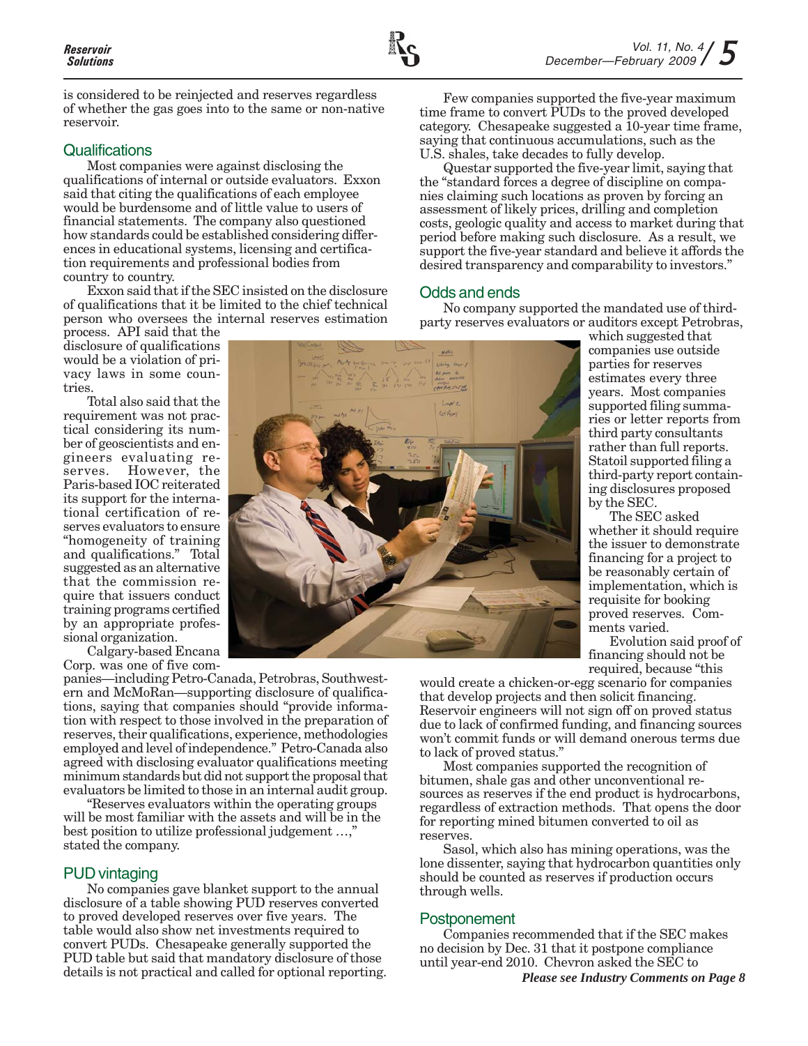is considered to be reinjected and reserves regardless of whether the gas goes into to the same or non-native reservoir.

## Qualifications

Most companies were against disclosing the qualifications of internal or outside evaluators. Exxon said that citing the qualifications of each employee would be burdensome and of little value to users of financial statements. The company also questioned how standards could be established considering differences in educational systems, licensing and certification requirements and professional bodies from country to country.

Exxon said that if the SEC insisted on the disclosure of qualifications that it be limited to the chief technical person who oversees the internal reserves estimation process. API said that the disclosure of qualifications would be a violation of privacy laws in some countries.

Total also said that the requirement was not practical considering its number of geoscientists and engineers evaluating reserves. However, the Paris-based IOC reiterated its support for the international certification of reserves evaluators to ensure "homogeneity of training and qualifications." Total suggested as an alternative that the commission require that issuers conduct training programs certified by an appropriate professional organization.

Calgary-based Encana Corp. was one of five companies—including Petro-Canada, Petrobras, Southwestern and McMoRan—supporting disclosure of qualifications, saying that companies should "provide information with respect to those involved in the preparation of reserves, their qualifications, experience, methodologies employed and level of independence." Petro-Canada also agreed with disclosing evaluator qualifications meeting minimum standards but did not support the proposal that evaluators be limited to those in an internal audit group.

"Reserves evaluators within the operating groups will be most familiar with the assets and will be in the best position to utilize professional judgement …," stated the company.

## PUD vintaging

No companies gave blanket support to the annual disclosure of a table showing PUD reserves converted to proved developed reserves over five years. The table would also show net investments required to convert PUDs. Chesapeake generally supported the PUD table but said that mandatory disclosure of those details is not practical and called for optional reporting.

Few companies supported the five-year maximum time frame to convert PUDs to the proved developed category. Chesapeake suggested a 10-year time frame, saying that continuous accumulations, such as the U.S. shales, take decades to fully develop.

Questar supported the five-year limit, saying that the "standard forces a degree of discipline on companies claiming such locations as proven by forcing an assessment of likely prices, drilling and completion costs, geologic quality and access to market during that period before making such disclosure. As a result, we support the five-year standard and believe it affords the desired transparency and comparability to investors."

## Odds and ends

No company supported the mandated use of third-party reserves evaluators or auditors except Petrobras, which suggested that companies use outside parties for reserves estimates every three years. Most companies supported filing summaries or letter reports from third party consultants rather than full reports. Statoil supported filing a third-party report containing disclosures proposed by the SEC.

The SEC asked whether it should require the issuer to demonstrate financing for a project to be reasonably certain of implementation, which is requisite for booking proved reserves. Comments varied.

Evolution said proof of financing should not be required, because "this would create a chicken-or-egg scenario for companies that develop projects and then solicit financing. Reservoir engineers will not sign off on proved status due to lack of confirmed funding, and financing sources won't commit funds or will demand onerous terms due to lack of proved status."

Most companies supported the recognition of bitumen, shale gas and other unconventional resources as reserves if the end product is hydrocarbons, regardless of extraction methods. That opens the door for reporting mined bitumen converted to oil as reserves.

Sasol, which also has mining operations, was the lone dissenter, saying that hydrocarbon quantities only should be counted as reserves if production occurs through wells.

## Postponement

Companies recommended that if the SEC makes no decision by Dec. 31 that it postpone compliance until year-end 2010. Chevron asked the SEC to

***Please see Industry Comments on Page 8***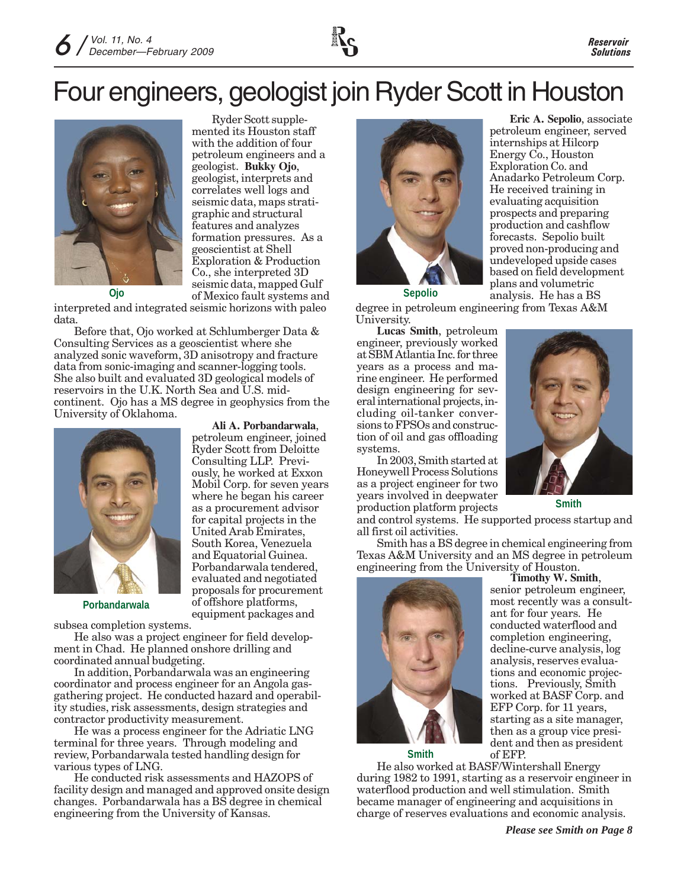# Four engineers, geologist join Ryder Scott in Houston

Ryder Scott supplemented its Houston staff with the addition of four petroleum engineers and a geologist. **Bukky Ojo**, geologist, interprets and correlates well logs and seismic data, maps stratigraphic and structural features and analyzes formation pressures. As a geoscientist at Shell Exploration & Production Co., she interpreted 3D seismic data, mapped Gulf of Mexico fault systems and interpreted and integrated seismic horizons with paleo data.

Ojo

Before that, Ojo worked at Schlumberger Data & Consulting Services as a geoscientist where she analyzed sonic waveform, 3D anisotropy and fracture data from sonic-imaging and scanner-logging tools. She also built and evaluated 3D geological models of reservoirs in the U.K. North Sea and U.S. midcontinent. Ojo has a MS degree in geophysics from the University of Oklahoma.

**Ali A. Porbandarwala**, petroleum engineer, joined Ryder Scott from Deloitte Consulting LLP. Previously, he worked at Exxon Mobil Corp. for seven years where he began his career as a procurement advisor for capital projects in the United Arab Emirates, South Korea, Venezuela and Equatorial Guinea. Porbandarwala tendered, evaluated and negotiated proposals for procurement of offshore platforms, equipment packages and subsea completion systems.

Porbandarwala

He also was a project engineer for field development in Chad. He planned onshore drilling and coordinated annual budgeting.

In addition, Porbandarwala was an engineering coordinator and process engineer for an Angola gas-gathering project. He conducted hazard and operability studies, risk assessments, design strategies and contractor productivity measurement.

He was a process engineer for the Adriatic LNG terminal for three years. Through modeling and review, Porbandarwala tested handling design for various types of LNG.

He conducted risk assessments and HAZOPS of facility design and managed and approved onsite design changes. Porbandarwala has a BS degree in chemical engineering from the University of Kansas.

**Eric A. Sepolio**, associate petroleum engineer, served internships at Hilcorp Energy Co., Houston Exploration Co. and Anadarko Petroleum Corp. He received training in evaluating acquisition prospects and preparing production and cashflow forecasts. Sepolio built proved non-producing and undeveloped upside cases based on field development plans and volumetric analysis. He has a BS degree in petroleum engineering from Texas A&M University.

Sepolio

**Lucas Smith**, petroleum engineer, previously worked at SBM Atlantia Inc. for three years as a process and marine engineer. He performed design engineering for several international projects, including oil-tanker conversions to FPSOs and construction of oil and gas offloading systems.

In 2003, Smith started at Honeywell Process Solutions as a project engineer for two years involved in deepwater production platform projects and control systems. He supported process startup and all first oil activities.

Smith

Smith has a BS degree in chemical engineering from Texas A&M University and an MS degree in petroleum engineering from the University of Houston.

**Timothy W. Smith**, senior petroleum engineer, most recently was a consultant for four years. He conducted waterflood and completion engineering, decline-curve analysis, log analysis, reserves evaluations and economic projections. Previously, Smith worked at BASF Corp. and EFP Corp. for 11 years, starting as a site manager, then as a group vice president and then as president of EFP.

Smith

He also worked at BASF/Wintershall Energy during 1982 to 1991, starting as a reservoir engineer in waterflood production and well stimulation. Smith became manager of engineering and acquisitions in charge of reserves evaluations and economic analysis.

***Please see Smith on Page 8***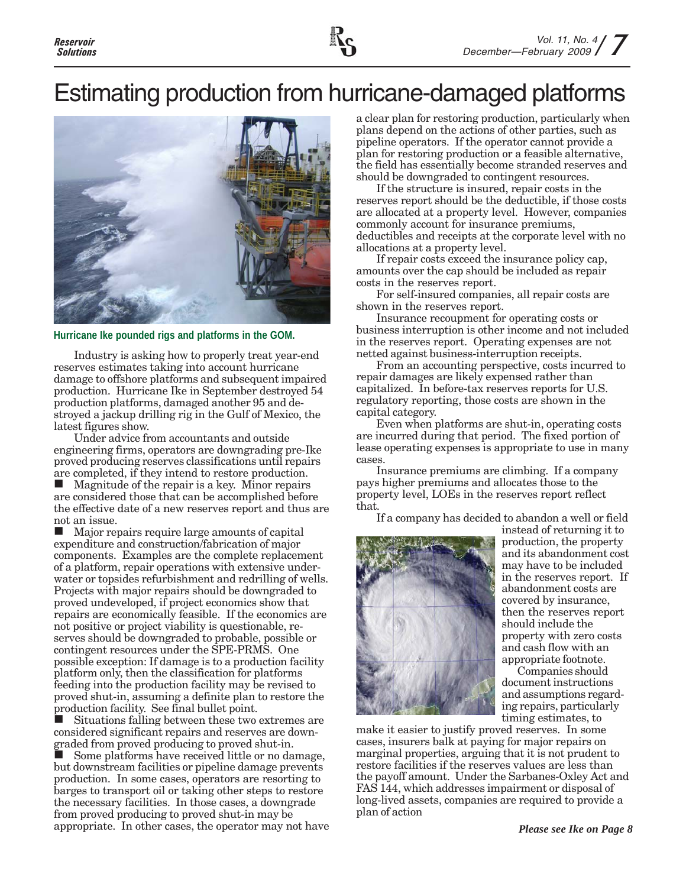# Estimating production from hurricane-damaged platforms

Hurricane Ike pounded rigs and platforms in the GOM.

Industry is asking how to properly treat year-end reserves estimates taking into account hurricane damage to offshore platforms and subsequent impaired production. Hurricane Ike in September destroyed 54 production platforms, damaged another 95 and destroyed a jackup drilling rig in the Gulf of Mexico, the latest figures show.

Under advice from accountants and outside engineering firms, operators are downgrading pre-Ike proved producing reserves classifications until repairs are completed, if they intend to restore production.

- Magnitude of the repair is a key. Minor repairs are considered those that can be accomplished before the effective date of a new reserves report and thus are not an issue.
- Major repairs require large amounts of capital expenditure and construction/fabrication of major components. Examples are the complete replacement of a platform, repair operations with extensive underwater or topsides refurbishment and redrilling of wells. Projects with major repairs should be downgraded to proved undeveloped, if project economics show that repairs are economically feasible. If the economics are not positive or project viability is questionable, reserves should be downgraded to probable, possible or contingent resources under the SPE-PRMS. One possible exception: If damage is to a production facility platform only, then the classification for platforms feeding into the production facility may be revised to proved shut-in, assuming a definite plan to restore the production facility. See final bullet point.
- Situations falling between these two extremes are considered significant repairs and reserves are downgraded from proved producing to proved shut-in.
- Some platforms have received little or no damage, but downstream facilities or pipeline damage prevents production. In some cases, operators are resorting to barges to transport oil or taking other steps to restore the necessary facilities. In those cases, a downgrade from proved producing to proved shut-in may be appropriate. In other cases, the operator may not have a clear plan for restoring production, particularly when plans depend on the actions of other parties, such as pipeline operators. If the operator cannot provide a plan for restoring production or a feasible alternative, the field has essentially become stranded reserves and should be downgraded to contingent resources.

If the structure is insured, repair costs in the reserves report should be the deductible, if those costs are allocated at a property level. However, companies commonly account for insurance premiums, deductibles and receipts at the corporate level with no allocations at a property level.

If repair costs exceed the insurance policy cap, amounts over the cap should be included as repair costs in the reserves report.

For self-insured companies, all repair costs are shown in the reserves report.

Insurance recoupment for operating costs or business interruption is other income and not included in the reserves report. Operating expenses are not netted against business-interruption receipts.

From an accounting perspective, costs incurred to repair damages are likely expensed rather than capitalized. In before-tax reserves reports for U.S. regulatory reporting, those costs are shown in the capital category.

Even when platforms are shut-in, operating costs are incurred during that period. The fixed portion of lease operating expenses is appropriate to use in many cases.

Insurance premiums are climbing. If a company pays higher premiums and allocates those to the property level, LOEs in the reserves report reflect that.

If a company has decided to abandon a well or field instead of returning it to production, the property and its abandonment cost may have to be included in the reserves report. If abandonment costs are covered by insurance, then the reserves report should include the property with zero costs and cash flow with an appropriate footnote.

Companies should document instructions and assumptions regarding repairs, particularly timing estimates, to make it easier to justify proved reserves. In some cases, insurers balk at paying for major repairs on marginal properties, arguing that it is not prudent to restore facilities if the reserves values are less than the payoff amount. Under the Sarbanes-Oxley Act and FAS 144, which addresses impairment or disposal of long-lived assets, companies are required to provide a plan of action

*Please see Ike on Page 8*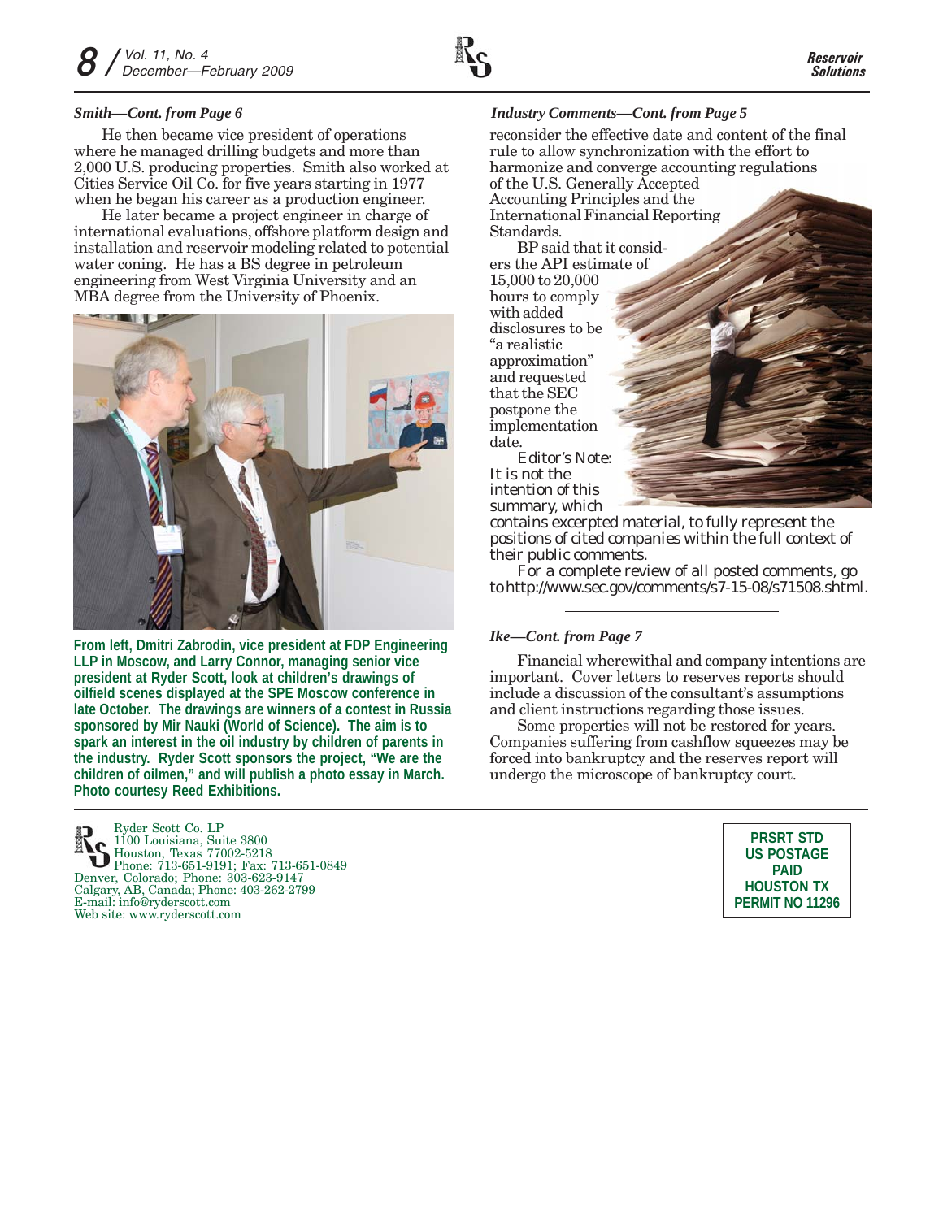*Smith—Cont. from Page 6*

He then became vice president of operations where he managed drilling budgets and more than 2,000 U.S. producing properties. Smith also worked at Cities Service Oil Co. for five years starting in 1977 when he began his career as a production engineer.

He later became a project engineer in charge of international evaluations, offshore platform design and installation and reservoir modeling related to potential water coning. He has a BS degree in petroleum engineering from West Virginia University and an MBA degree from the University of Phoenix.

**From left, Dmitri Zabrodin, vice president at FDP Engineering LLP in Moscow, and Larry Connor, managing senior vice president at Ryder Scott, look at children's drawings of oilfield scenes displayed at the SPE Moscow conference in late October. The drawings are winners of a contest in Russia sponsored by Mir Nauki (World of Science). The aim is to spark an interest in the oil industry by children of parents in the industry. Ryder Scott sponsors the project, "We are the children of oilmen," and will publish a photo essay in March. Photo courtesy Reed Exhibitions.**

*Industry Comments—Cont. from Page 5*

reconsider the effective date and content of the final rule to allow synchronization with the effort to harmonize and converge accounting regulations of the U.S. Generally Accepted Accounting Principles and the International Financial Reporting Standards.

BP said that it considers the API estimate of 15,000 to 20,000 hours to comply with added disclosures to be "a realistic approximation" and requested that the SEC postpone the implementation date.

*Editor's Note: It is not the intention of this summary, which contains excerpted material, to fully represent the positions of cited companies within the full context of their public comments.*

*For a complete review of all posted comments, go to http://www.sec.gov/comments/s7-15-08/s71508.shtml.*

*Ike—Cont. from Page 7*

Financial wherewithal and company intentions are important. Cover letters to reserves reports should include a discussion of the consultant's assumptions and client instructions regarding those issues.

Some properties will not be restored for years. Companies suffering from cashflow squeezes may be forced into bankruptcy and the reserves report will undergo the microscope of bankruptcy court.

Ryder Scott Co. LP
1100 Louisiana, Suite 3800
Houston, Texas 77002-5218
Phone: 713-651-9191; Fax: 713-651-0849
Denver, Colorado; Phone: 303-623-9147
Calgary, AB, Canada; Phone: 403-262-2799
E-mail: info@ryderscott.com
Web site: www.ryderscott.com

**PRSRT STD**
**US POSTAGE**
**PAID**
**HOUSTON TX**
**PERMIT NO 11296**